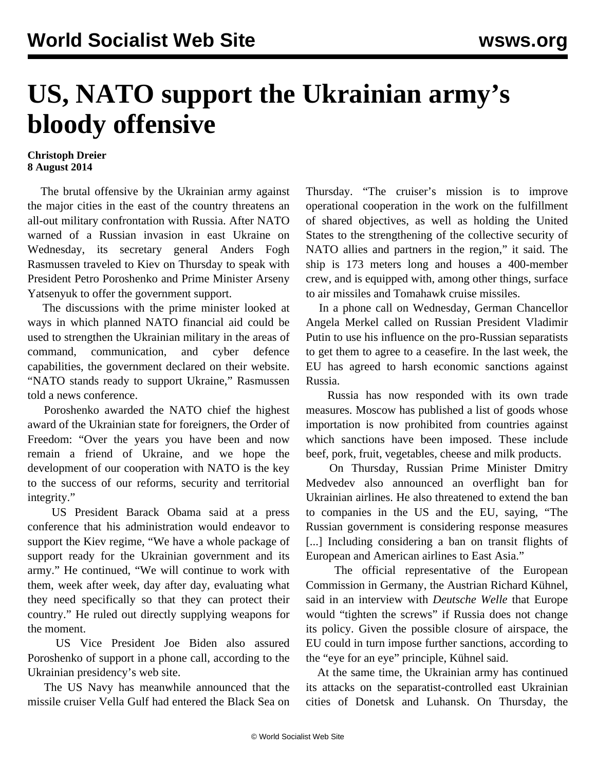# US, NATO support the Ukrainian army's bloody offensive

**Christoph Dreier**
**8 August 2014**

The brutal offensive by the Ukrainian army against the major cities in the east of the country threatens an all-out military confrontation with Russia. After NATO warned of a Russian invasion in east Ukraine on Wednesday, its secretary general Anders Fogh Rasmussen traveled to Kiev on Thursday to speak with President Petro Poroshenko and Prime Minister Arseny Yatsenyuk to offer the government support.

The discussions with the prime minister looked at ways in which planned NATO financial aid could be used to strengthen the Ukrainian military in the areas of command, communication, and cyber defence capabilities, the government declared on their website. "NATO stands ready to support Ukraine," Rasmussen told a news conference.

Poroshenko awarded the NATO chief the highest award of the Ukrainian state for foreigners, the Order of Freedom: "Over the years you have been and now remain a friend of Ukraine, and we hope the development of our cooperation with NATO is the key to the success of our reforms, security and territorial integrity."

US President Barack Obama said at a press conference that his administration would endeavor to support the Kiev regime, "We have a whole package of support ready for the Ukrainian government and its army." He continued, "We will continue to work with them, week after week, day after day, evaluating what they need specifically so that they can protect their country." He ruled out directly supplying weapons for the moment.

US Vice President Joe Biden also assured Poroshenko of support in a phone call, according to the Ukrainian presidency's web site.

The US Navy has meanwhile announced that the missile cruiser Vella Gulf had entered the Black Sea on Thursday. "The cruiser's mission is to improve operational cooperation in the work on the fulfillment of shared objectives, as well as holding the United States to the strengthening of the collective security of NATO allies and partners in the region," it said. The ship is 173 meters long and houses a 400-member crew, and is equipped with, among other things, surface to air missiles and Tomahawk cruise missiles.

In a phone call on Wednesday, German Chancellor Angela Merkel called on Russian President Vladimir Putin to use his influence on the pro-Russian separatists to get them to agree to a ceasefire. In the last week, the EU has agreed to harsh economic sanctions against Russia.

Russia has now responded with its own trade measures. Moscow has published a list of goods whose importation is now prohibited from countries against which sanctions have been imposed. These include beef, pork, fruit, vegetables, cheese and milk products.

On Thursday, Russian Prime Minister Dmitry Medvedev also announced an overflight ban for Ukrainian airlines. He also threatened to extend the ban to companies in the US and the EU, saying, "The Russian government is considering response measures [...] Including considering a ban on transit flights of European and American airlines to East Asia."

The official representative of the European Commission in Germany, the Austrian Richard Kühnel, said in an interview with *Deutsche Welle* that Europe would "tighten the screws" if Russia does not change its policy. Given the possible closure of airspace, the EU could in turn impose further sanctions, according to the "eye for an eye" principle, Kühnel said.

At the same time, the Ukrainian army has continued its attacks on the separatist-controlled east Ukrainian cities of Donetsk and Luhansk. On Thursday, the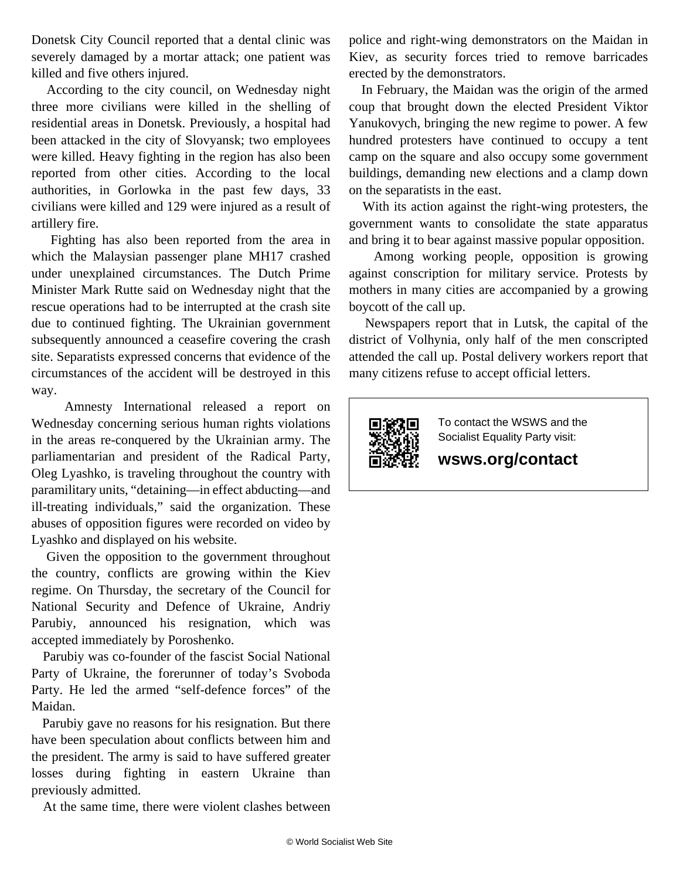Donetsk City Council reported that a dental clinic was severely damaged by a mortar attack; one patient was killed and five others injured.

According to the city council, on Wednesday night three more civilians were killed in the shelling of residential areas in Donetsk. Previously, a hospital had been attacked in the city of Slovyansk; two employees were killed. Heavy fighting in the region has also been reported from other cities. According to the local authorities, in Gorlowka in the past few days, 33 civilians were killed and 129 were injured as a result of artillery fire.

Fighting has also been reported from the area in which the Malaysian passenger plane MH17 crashed under unexplained circumstances. The Dutch Prime Minister Mark Rutte said on Wednesday night that the rescue operations had to be interrupted at the crash site due to continued fighting. The Ukrainian government subsequently announced a ceasefire covering the crash site. Separatists expressed concerns that evidence of the circumstances of the accident will be destroyed in this way.

Amnesty International released a report on Wednesday concerning serious human rights violations in the areas re-conquered by the Ukrainian army. The parliamentarian and president of the Radical Party, Oleg Lyashko, is traveling throughout the country with paramilitary units, "detaining—in effect abducting—and ill-treating individuals," said the organization. These abuses of opposition figures were recorded on video by Lyashko and displayed on his website.

Given the opposition to the government throughout the country, conflicts are growing within the Kiev regime. On Thursday, the secretary of the Council for National Security and Defence of Ukraine, Andriy Parubiy, announced his resignation, which was accepted immediately by Poroshenko.

Parubiy was co-founder of the fascist Social National Party of Ukraine, the forerunner of today's Svoboda Party. He led the armed "self-defence forces" of the Maidan.

Parubiy gave no reasons for his resignation. But there have been speculation about conflicts between him and the president. The army is said to have suffered greater losses during fighting in eastern Ukraine than previously admitted.

At the same time, there were violent clashes between police and right-wing demonstrators on the Maidan in Kiev, as security forces tried to remove barricades erected by the demonstrators.

In February, the Maidan was the origin of the armed coup that brought down the elected President Viktor Yanukovych, bringing the new regime to power. A few hundred protesters have continued to occupy a tent camp on the square and also occupy some government buildings, demanding new elections and a clamp down on the separatists in the east.

With its action against the right-wing protesters, the government wants to consolidate the state apparatus and bring it to bear against massive popular opposition.

Among working people, opposition is growing against conscription for military service. Protests by mothers in many cities are accompanied by a growing boycott of the call up.

Newspapers report that in Lutsk, the capital of the district of Volhynia, only half of the men conscripted attended the call up. Postal delivery workers report that many citizens refuse to accept official letters.

To contact the WSWS and the Socialist Equality Party visit:

**wsws.org/contact**